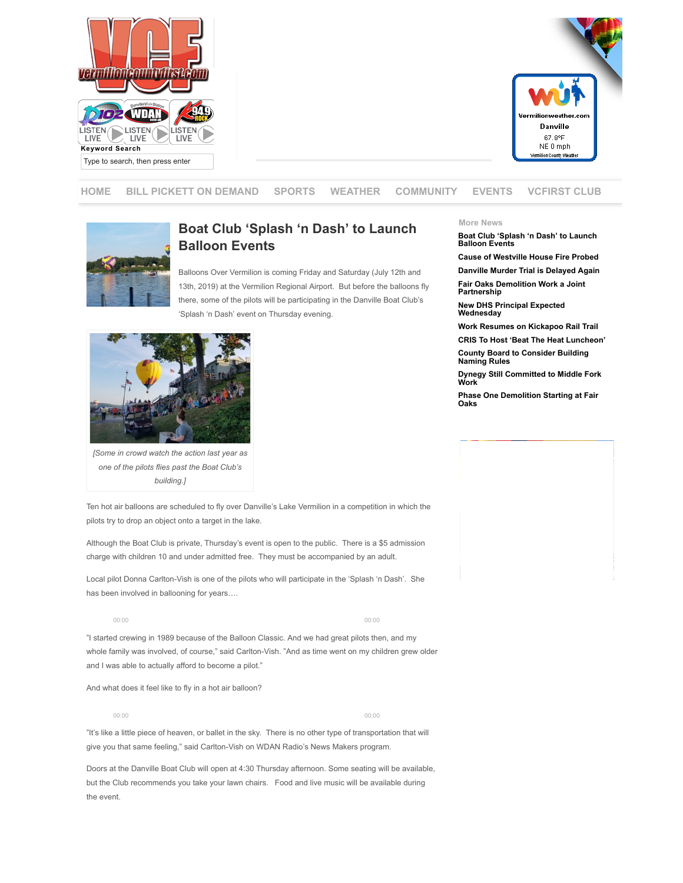# Boat Club 'Splash 'n Dash' to Launch Balloon Events

Balloons Over Vermilion is coming Friday and Saturday (July 12th and 13th, 2019) at the Vermilion Regional Airport. But before the balloons fly there, some of the pilots will be participating in the Danville Boat Club's 'Splash 'n Dash' event on Thursday evening.

*[Some in crowd watch the action last year as one of the pilots flies past the Boat Club's building.]*

Ten hot air balloons are scheduled to fly over Danville's Lake Vermilion in a competition in which the pilots try to drop an object onto a target in the lake.

Although the Boat Club is private, Thursday's event is open to the public. There is a $5 admission charge with children 10 and under admitted free. They must be accompanied by an adult.

Local pilot Donna Carlton-Vish is one of the pilots who will participate in the 'Splash 'n Dash'. She has been involved in ballooning for years….

"I started crewing in 1989 because of the Balloon Classic. And we had great pilots then, and my whole family was involved, of course," said Carlton-Vish. "And as time went on my children grew older and I was able to actually afford to become a pilot."

And what does it feel like to fly in a hot air balloon?

"It's like a little piece of heaven, or ballet in the sky. There is no other type of transportation that will give you that same feeling," said Carlton-Vish on WDAN Radio's News Makers program.

Doors at the Danville Boat Club will open at 4:30 Thursday afternoon. Some seating will be available, but the Club recommends you take your lawn chairs. Food and live music will be available during the event.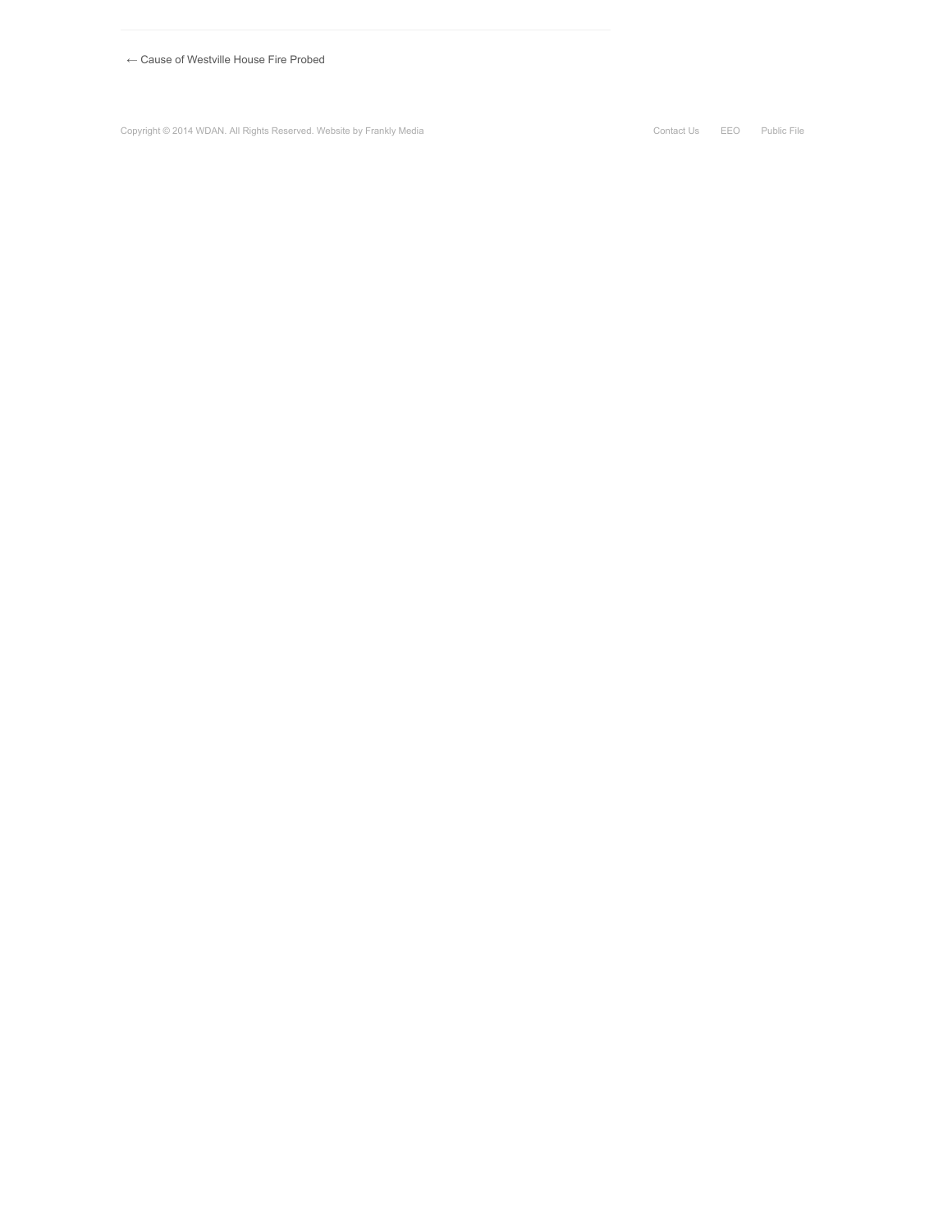← Cause of Westville House Fire Probed

Copyright © 2014 WDAN. All Rights Reserved. Website by Frankly Media

Contact Us EEO Public File